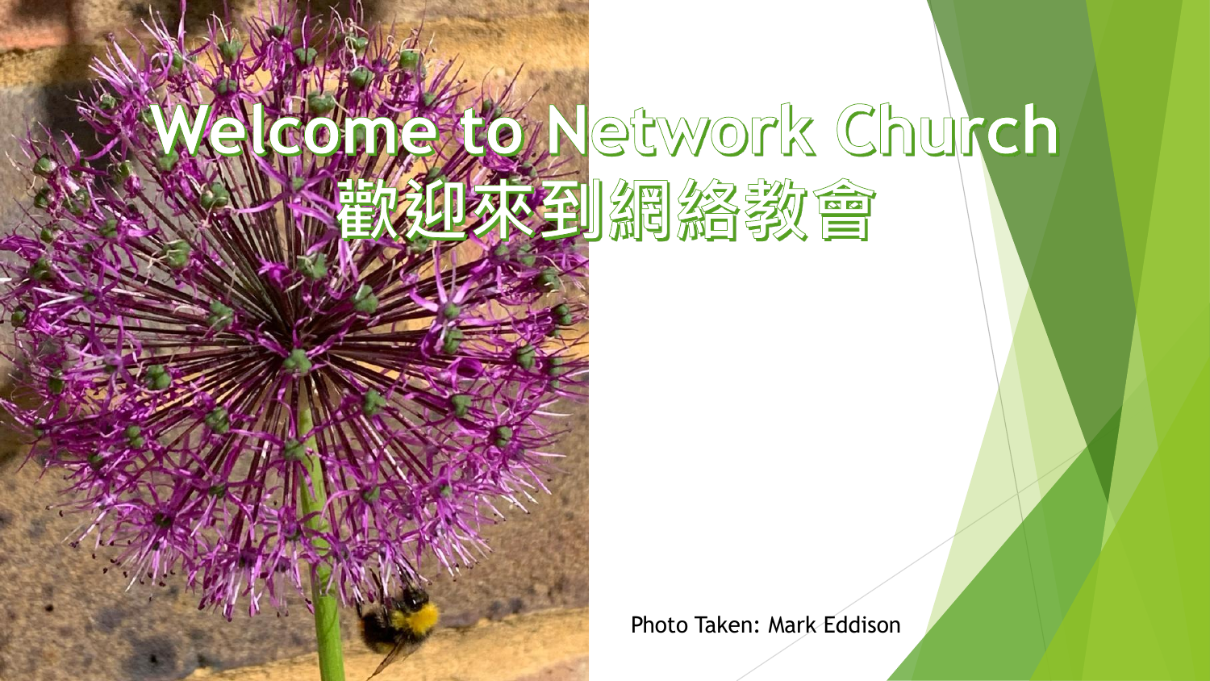# Welcome to Network Church
# 歡迎來到網絡教會

Photo Taken: Mark Eddison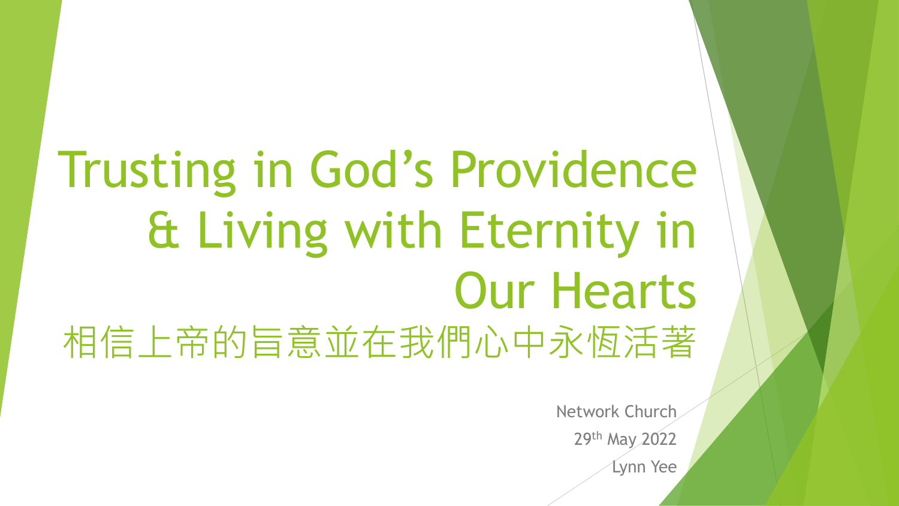# Trusting in God's Providence & Living with Eternity in Our Hearts

## 相信上帝的旨意並在我們心中永恆活著

Network Church

29th May 2022

Lynn Yee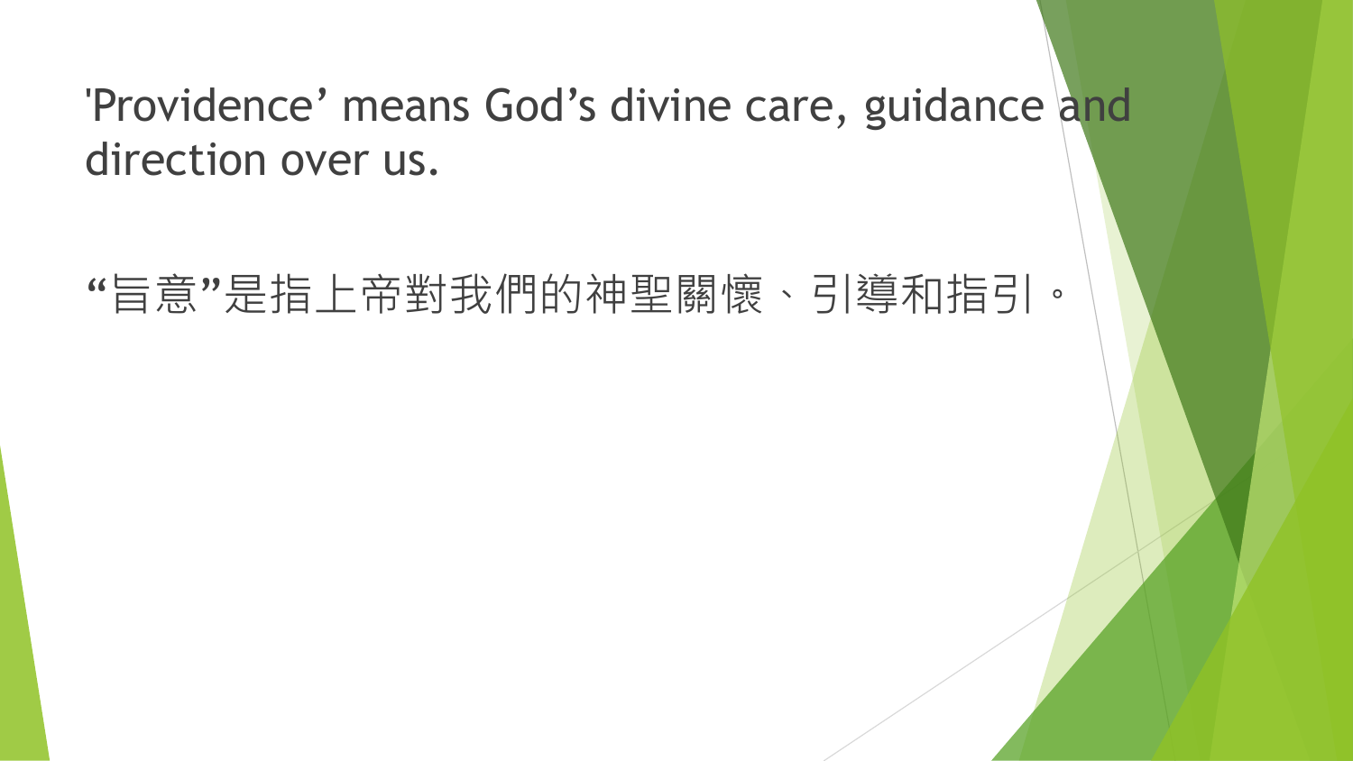'Providence' means God's divine care, guidance and direction over us.

"旨意"是指上帝對我們的神聖關懷、引導和指引。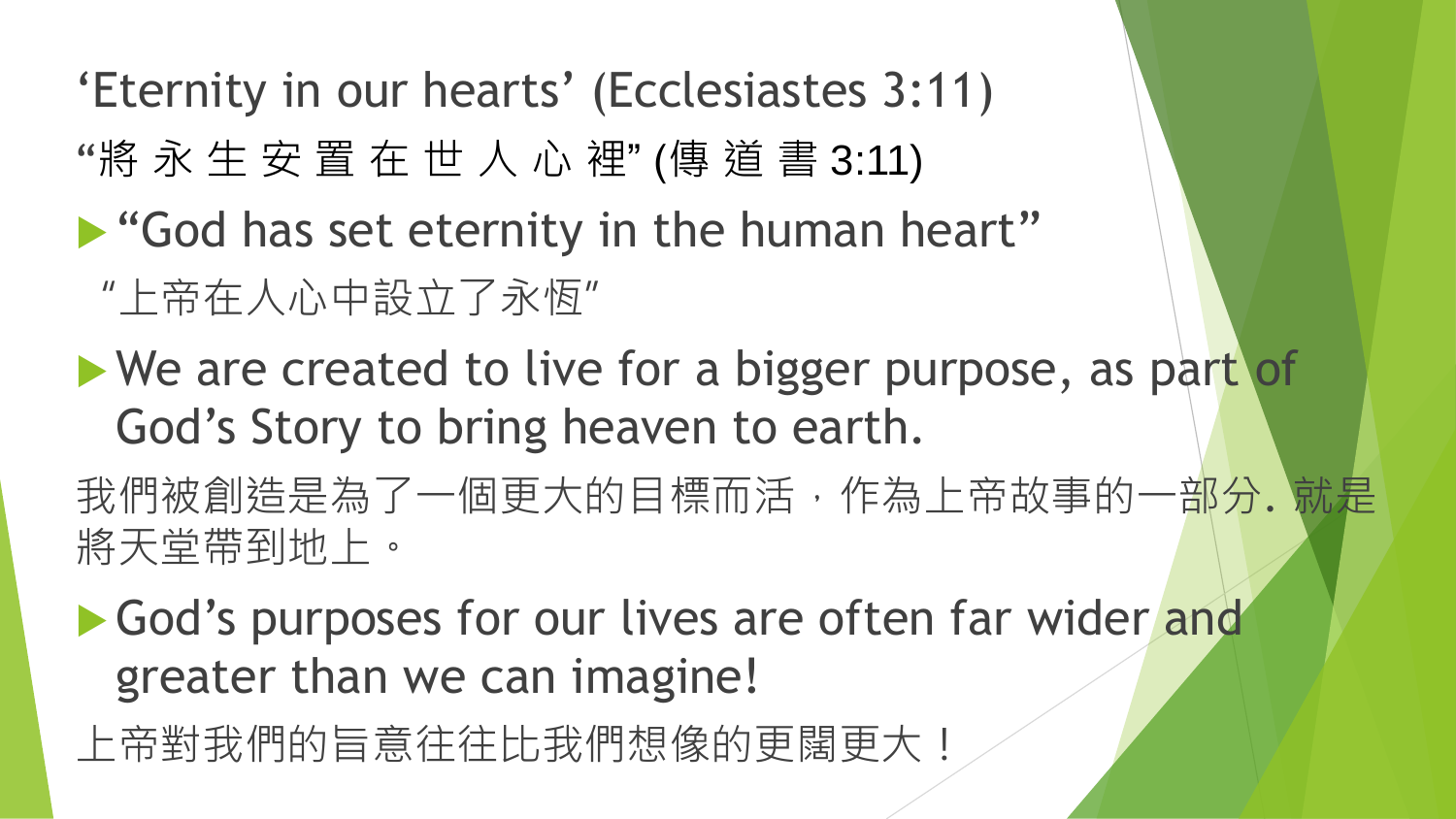# ‘Eternity in our hearts’ (Ecclesiastes 3:11)

“將 永 生 安 置 在 世 人 心 裡” (傳 道 書 3:11)

- “God has set eternity in the human heart”

  ”上帝在人心中設立了永恆”

- We are created to live for a bigger purpose, as part of God’s Story to bring heaven to earth.

我們被創造是為了一個更大的目標而活，作為上帝故事的一部分. 就是將天堂帶到地上。

- God’s purposes for our lives are often far wider and greater than we can imagine!

上帝對我們的旨意往往比我們想像的更闊更大！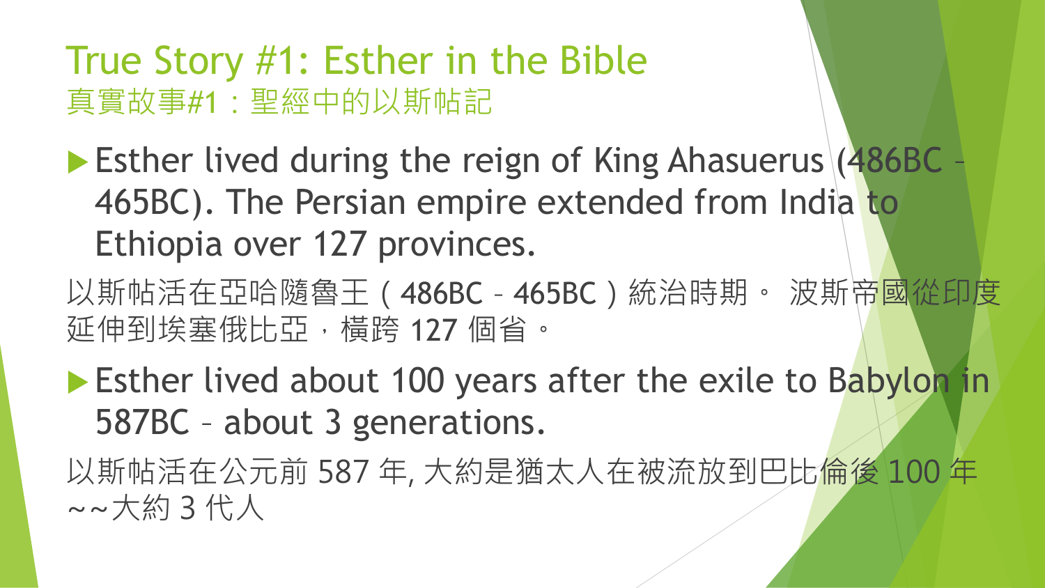# True Story #1: Esther in the Bible
## 真實故事#1：聖經中的以斯帖記

- Esther lived during the reign of King Ahasuerus (486BC – 465BC). The Persian empire extended from India to Ethiopia over 127 provinces.

以斯帖活在亞哈隨魯王（486BC – 465BC）統治時期。 波斯帝國從印度延伸到埃塞俄比亞，橫跨 127 個省。

- Esther lived about 100 years after the exile to Babylon in 587BC – about 3 generations.

以斯帖活在公元前 587 年, 大約是猶太人在被流放到巴比倫後 100 年 ~~大約 3 代人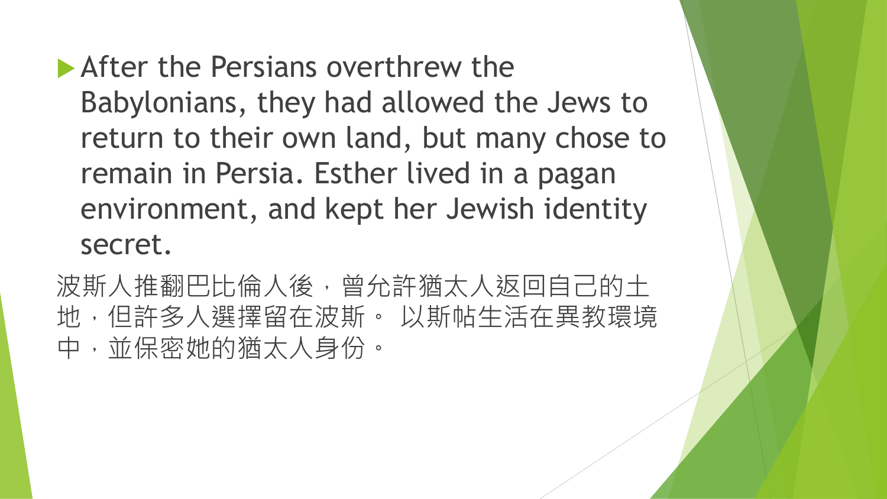- After the Persians overthrew the Babylonians, they had allowed the Jews to return to their own land, but many chose to remain in Persia. Esther lived in a pagan environment, and kept her Jewish identity secret.

波斯人推翻巴比倫人後，曾允許猶太人返回自己的土地，但許多人選擇留在波斯。 以斯帖生活在異教環境中，並保密她的猶太人身份。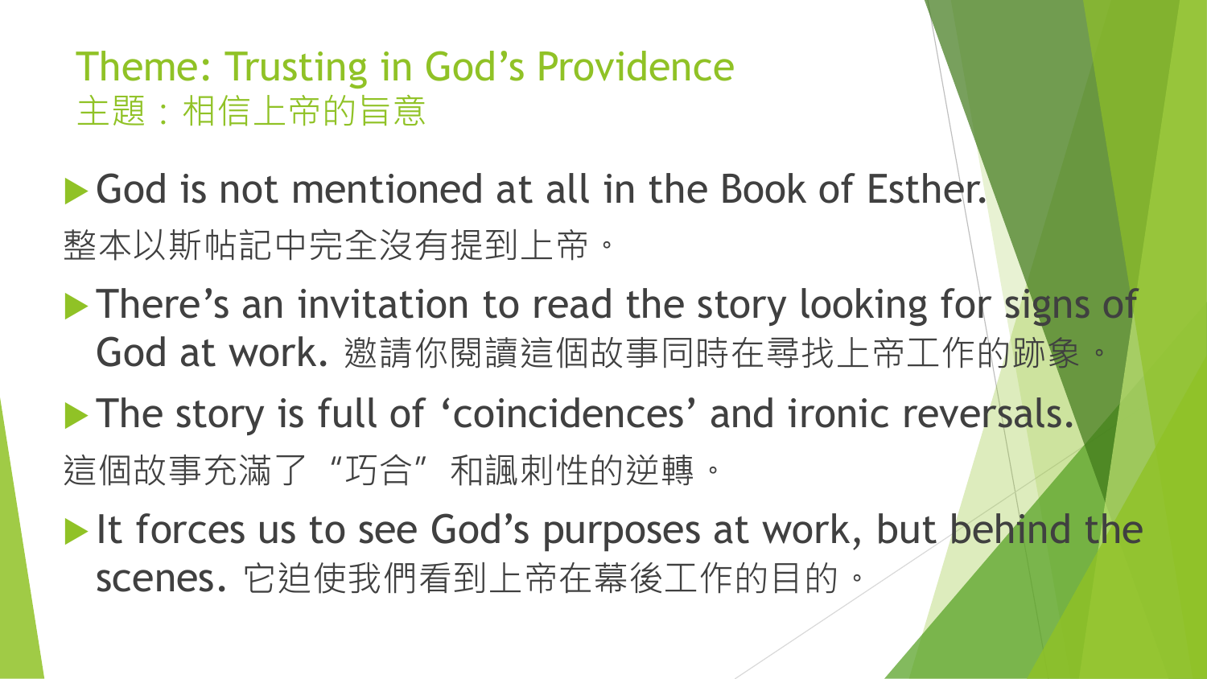# Theme: Trusting in God's Providence
# 主題：相信上帝的旨意

- God is not mentioned at all in the Book of Esther.
整本以斯帖記中完全沒有提到上帝。
- There's an invitation to read the story looking for signs of God at work. 邀請你閱讀這個故事同時在尋找上帝工作的跡象。
- The story is full of 'coincidences' and ironic reversals.
這個故事充滿了"巧合"和諷刺性的逆轉。
- It forces us to see God's purposes at work, but behind the scenes. 它迫使我們看到上帝在幕後工作的目的。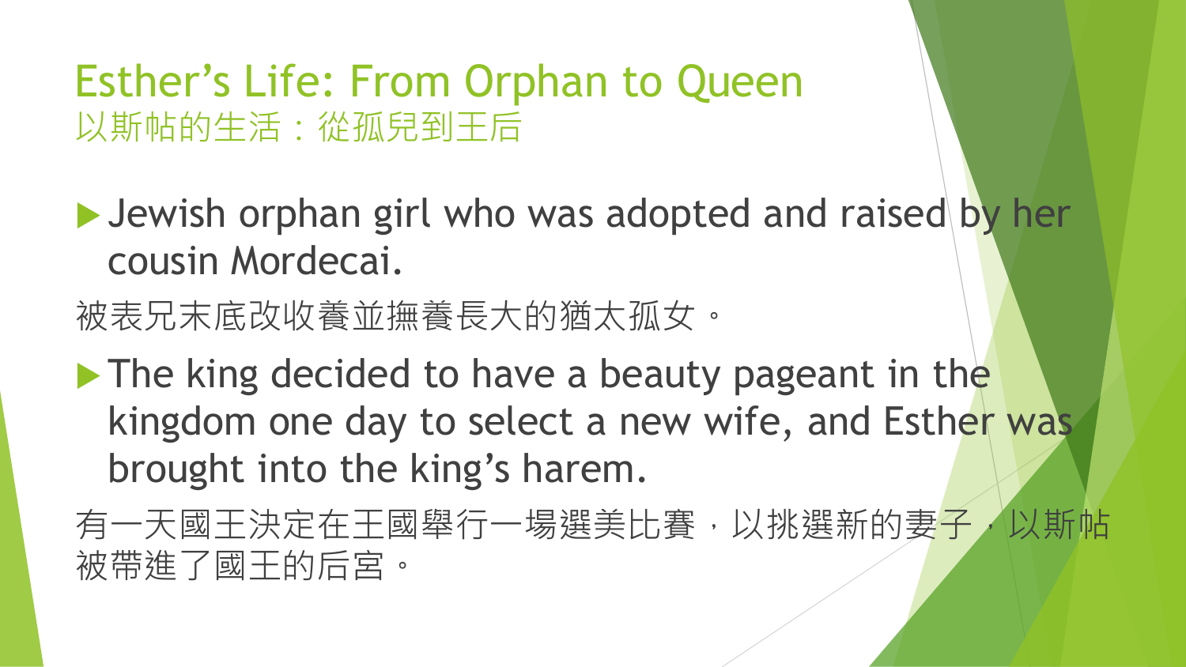# Esther's Life: From Orphan to Queen
以斯帖的生活：從孤兒到王后

- Jewish orphan girl who was adopted and raised by her cousin Mordecai.

被表兄末底改收養並撫養長大的猶太孤女。

- The king decided to have a beauty pageant in the kingdom one day to select a new wife, and Esther was brought into the king's harem.

有一天國王決定在王國舉行一場選美比賽，以挑選新的妻子，以斯帖被帶進了國王的后宮。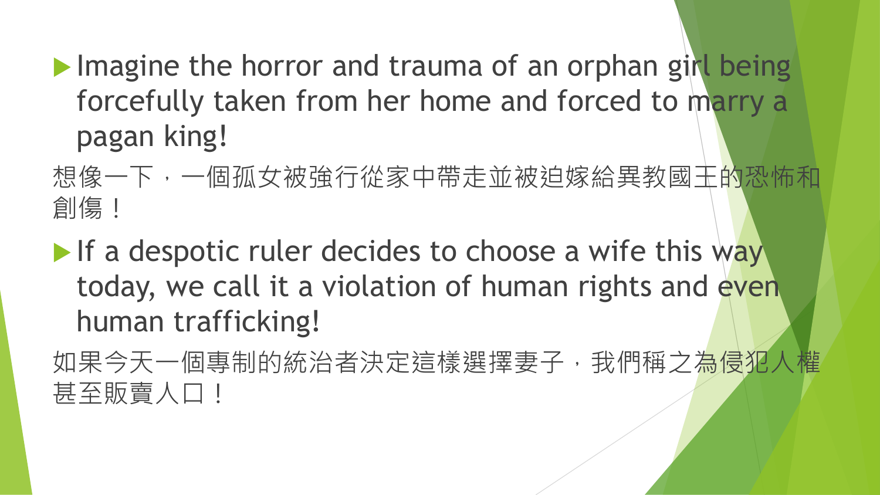- Imagine the horror and trauma of an orphan girl being forcefully taken from her home and forced to marry a pagan king!

想像一下，一個孤女被強行從家中帶走並被迫嫁給異教國王的恐怖和創傷！

- If a despotic ruler decides to choose a wife this way today, we call it a violation of human rights and even human trafficking!

如果今天一個專制的統治者決定這樣選擇妻子，我們稱之為侵犯人權甚至販賣人口！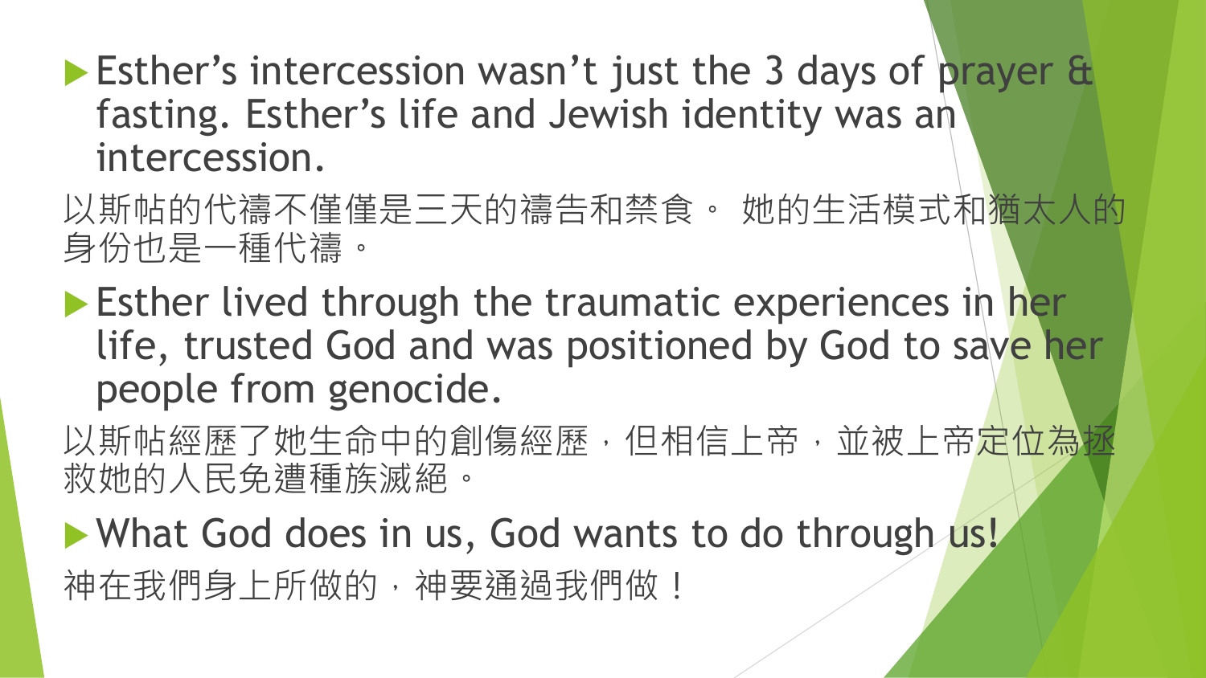- Esther's intercession wasn't just the 3 days of prayer & fasting. Esther's life and Jewish identity was an intercession.

以斯帖的代禱不僅僅是三天的禱告和禁食。 她的生活模式和猶太人的身份也是一種代禱。

- Esther lived through the traumatic experiences in her life, trusted God and was positioned by God to save her people from genocide.

以斯帖經歷了她生命中的創傷經歷，但相信上帝，並被上帝定位為拯救她的人民免遭種族滅絕。

- What God does in us, God wants to do through us!

神在我們身上所做的，神要通過我們做！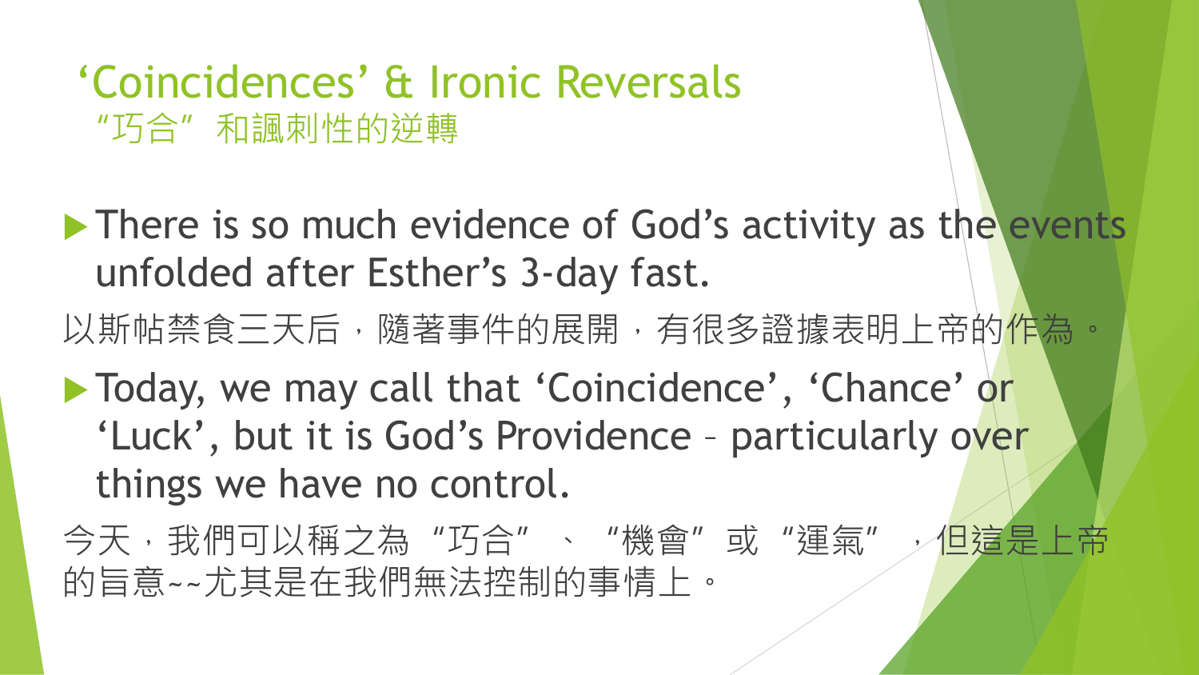# ‘Coincidences’ & Ironic Reversals
## “巧合”和諷刺性的逆轉

- There is so much evidence of God’s activity as the events unfolded after Esther’s 3-day fast.

以斯帖禁食三天后，隨著事件的展開，有很多證據表明上帝的作為。

- Today, we may call that ‘Coincidence’, ‘Chance’ or ‘Luck’, but it is God’s Providence – particularly over things we have no control.

今天，我們可以稱之為“巧合”、“機會”或“運氣”，但這是上帝的旨意~~尤其是在我們無法控制的事情上。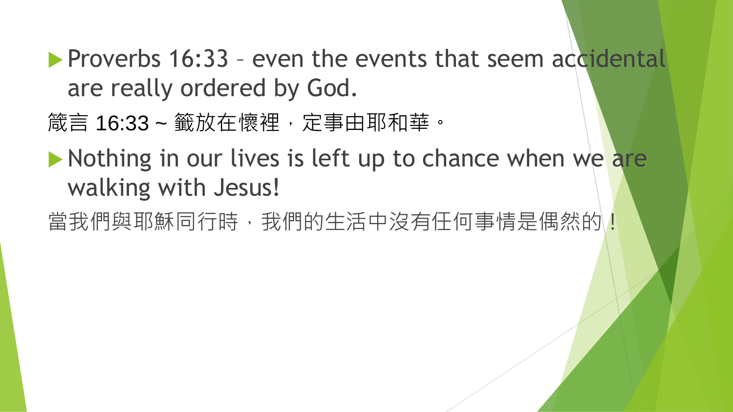- Proverbs 16:33 – even the events that seem accidental are really ordered by God.

箴言 16:33 ~ 籤放在懷裡，定事由耶和華。

- Nothing in our lives is left up to chance when we are walking with Jesus!

當我們與耶穌同行時，我們的生活中沒有任何事情是偶然的！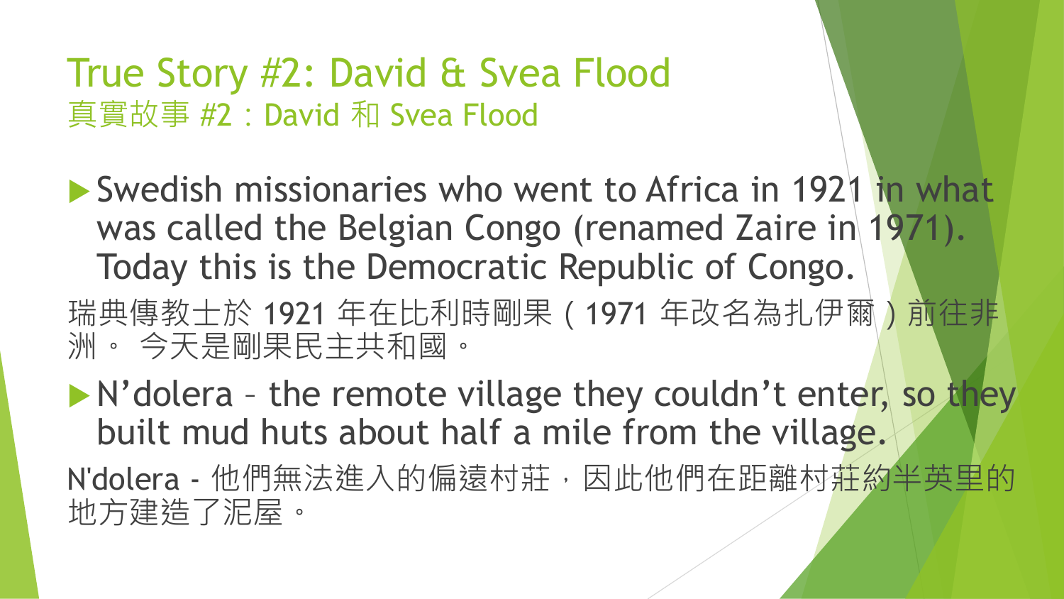# True Story #2: David & Svea Flood
## 真實故事 #2：David 和 Svea Flood

- Swedish missionaries who went to Africa in 1921 in what was called the Belgian Congo (renamed Zaire in 1971). Today this is the Democratic Republic of Congo.

瑞典傳教士於 1921 年在比利時剛果（1971 年改名為扎伊爾）前往非洲。 今天是剛果民主共和國。

- N’dolera – the remote village they couldn’t enter, so they built mud huts about half a mile from the village.

N'dolera - 他們無法進入的偏遠村莊，因此他們在距離村莊約半英里的地方建造了泥屋。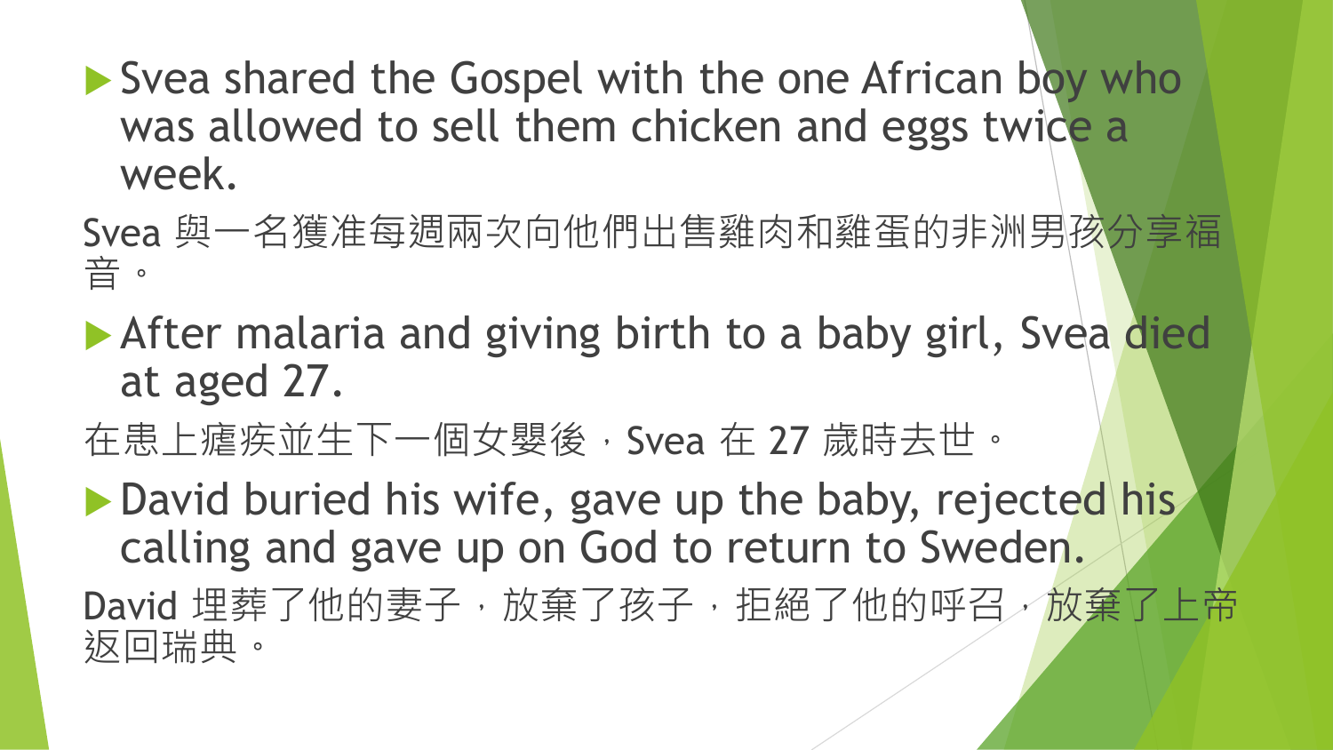- Svea shared the Gospel with the one African boy who was allowed to sell them chicken and eggs twice a week.

Svea 與一名獲准每週兩次向他們出售雞肉和雞蛋的非洲男孩分享福音。

- After malaria and giving birth to a baby girl, Svea died at aged 27.

在患上瘧疾並生下一個女嬰後，Svea 在 27 歲時去世。

- David buried his wife, gave up the baby, rejected his calling and gave up on God to return to Sweden.

David 埋葬了他的妻子，放棄了孩子，拒絕了他的呼召，放棄了上帝返回瑞典。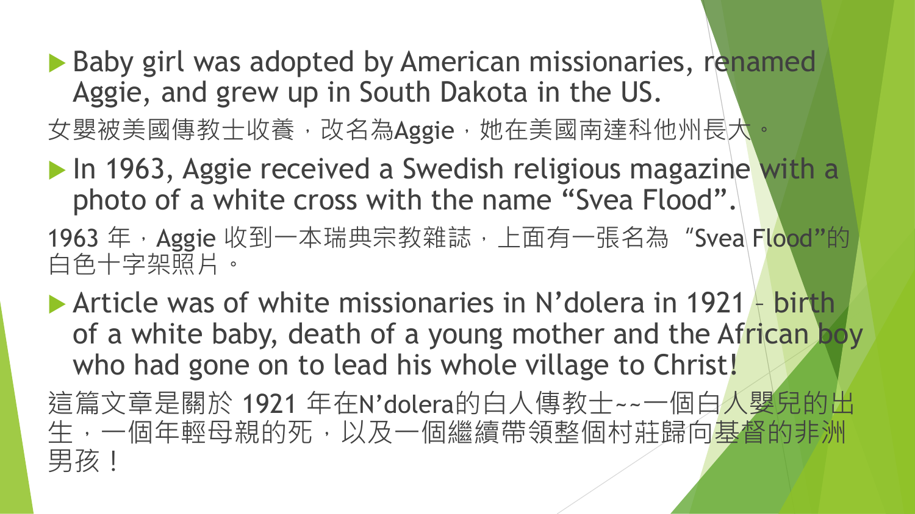- Baby girl was adopted by American missionaries, renamed Aggie, and grew up in South Dakota in the US.

女嬰被美國傳教士收養，改名為Aggie，她在美國南達科他州長大。

- In 1963, Aggie received a Swedish religious magazine with a photo of a white cross with the name “Svea Flood”.

1963 年，Aggie 收到一本瑞典宗教雜誌，上面有一張名為 “Svea Flood”的白色十字架照片。

- Article was of white missionaries in N’dolera in 1921 – birth of a white baby, death of a young mother and the African boy who had gone on to lead his whole village to Christ!

這篇文章是關於 1921 年在N’dolera的白人傳教士~~一個白人嬰兒的出生，一個年輕母親的死，以及一個繼續帶領整個村莊歸向基督的非洲男孩！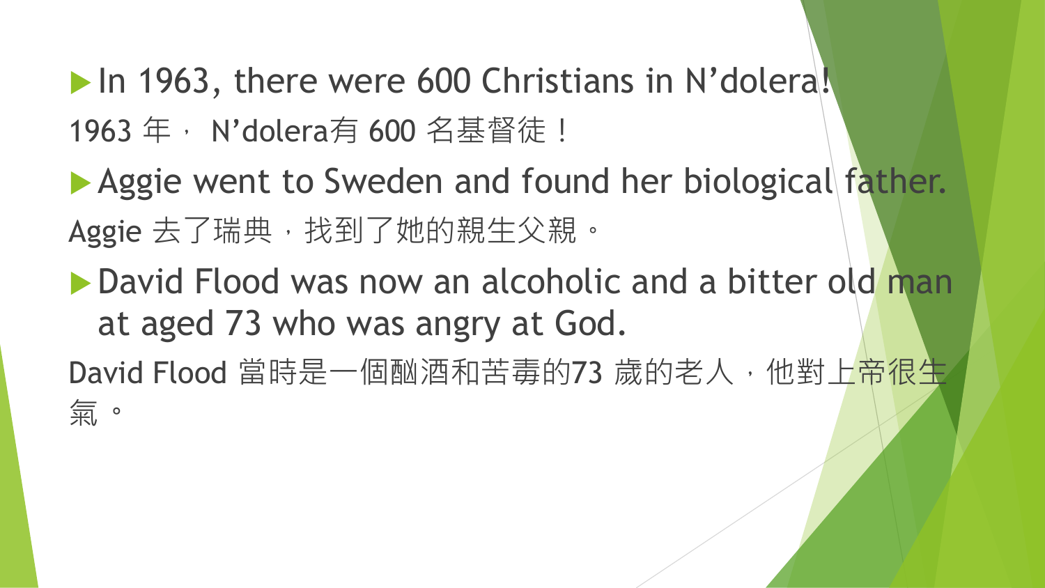- In 1963, there were 600 Christians in N’dolera!

1963 年， N’dolera有 600 名基督徒！

- Aggie went to Sweden and found her biological father.

Aggie 去了瑞典，找到了她的親生父親。

- David Flood was now an alcoholic and a bitter old man at aged 73 who was angry at God.

David Flood 當時是一個酗酒和苦毒的73 歲的老人，他對上帝很生氣。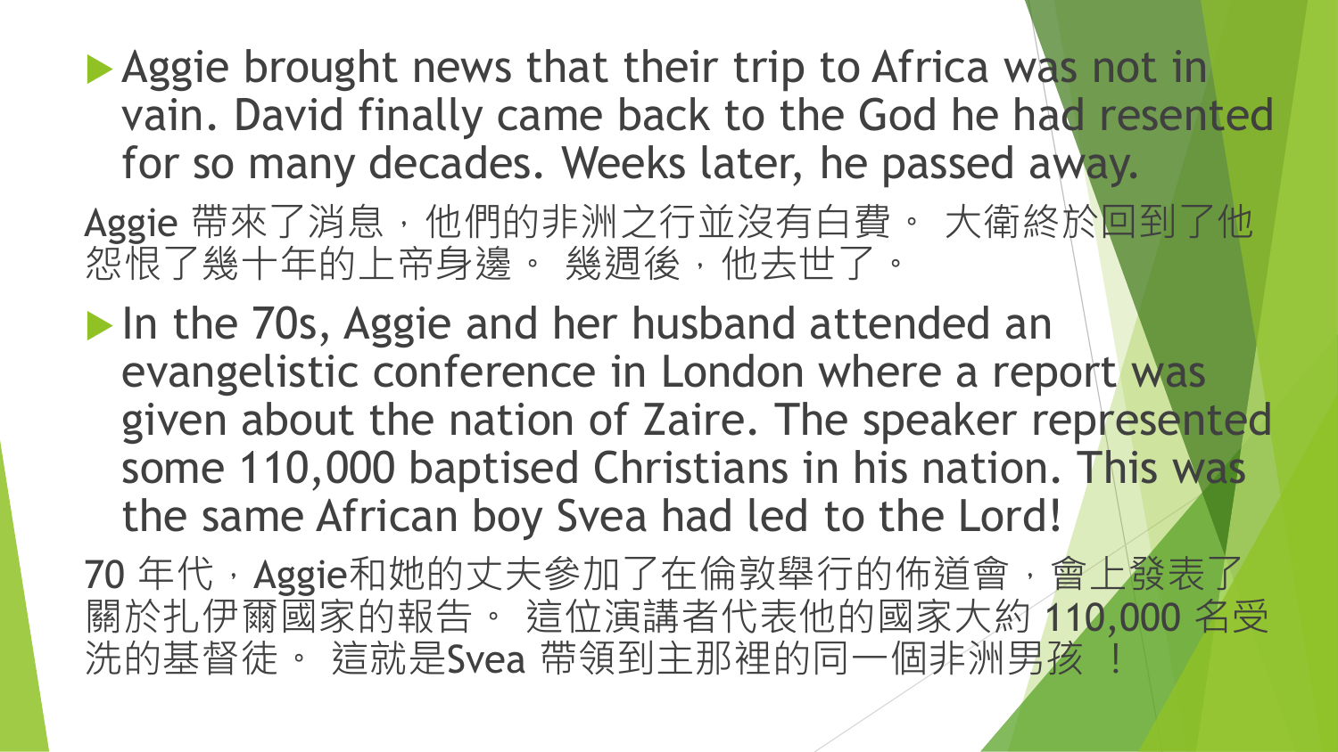- Aggie brought news that their trip to Africa was not in vain. David finally came back to the God he had resented for so many decades. Weeks later, he passed away.

Aggie 帶來了消息，他們的非洲之行並沒有白費。 大衛終於回到了他怨恨了幾十年的上帝身邊。 幾週後，他去世了。

- In the 70s, Aggie and her husband attended an evangelistic conference in London where a report was given about the nation of Zaire. The speaker represented some 110,000 baptised Christians in his nation. This was the same African boy Svea had led to the Lord!

70 年代，Aggie和她的丈夫參加了在倫敦舉行的佈道會，會上發表了關於扎伊爾國家的報告。 這位演講者代表他的國家大約 110,000 名受洗的基督徒。 這就是Svea 帶領到主那裡的同一個非洲男孩 ！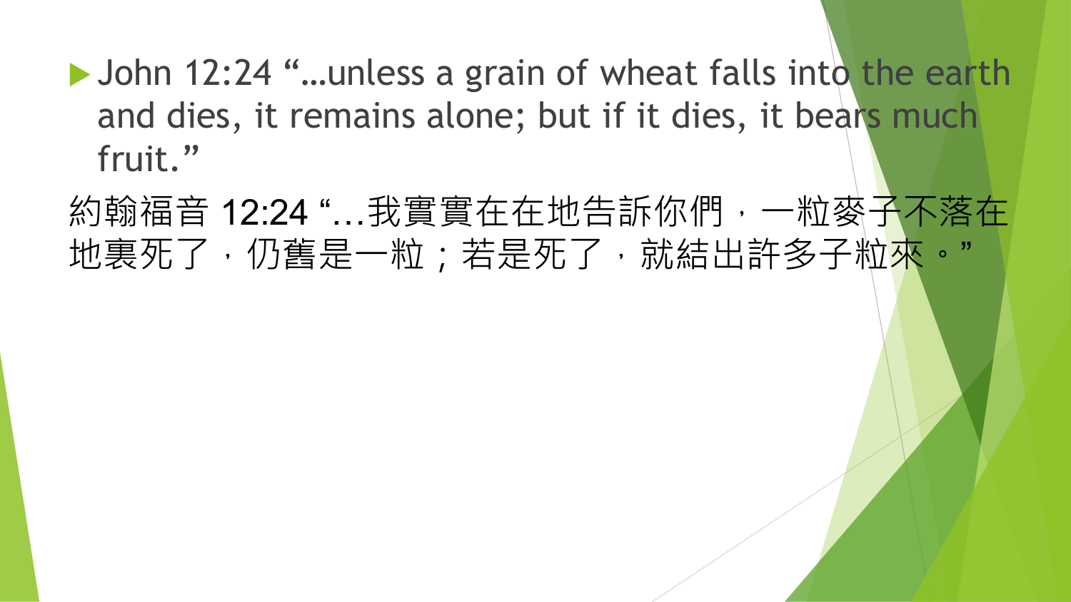- John 12:24 “…unless a grain of wheat falls into the earth and dies, it remains alone; but if it dies, it bears much fruit.”

約翰福音 12:24 “…我實實在在地告訴你們，一粒麥子不落在地裏死了，仍舊是一粒；若是死了，就結出許多子粒來。”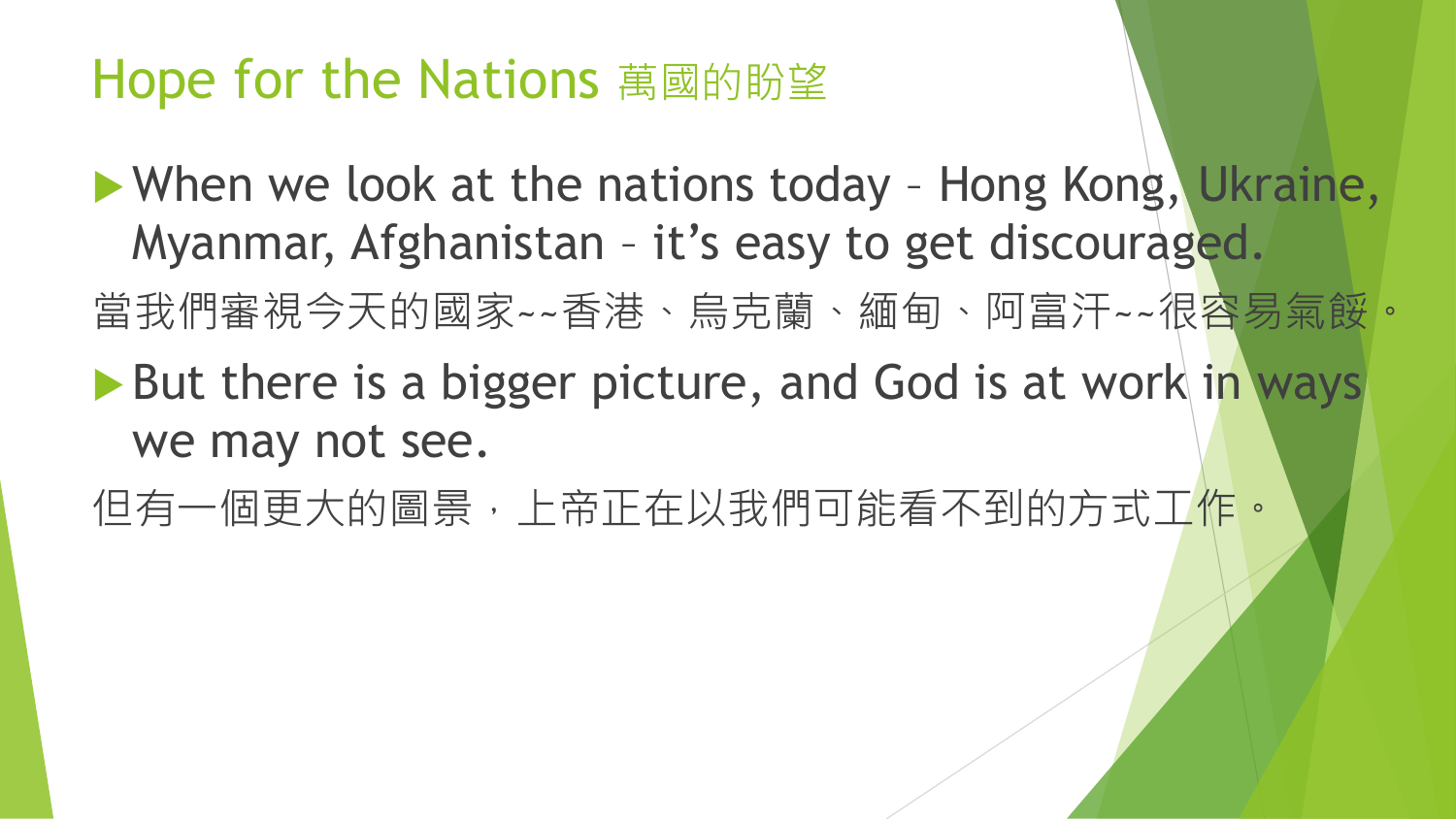# Hope for the Nations 萬國的盼望

- When we look at the nations today – Hong Kong, Ukraine, Myanmar, Afghanistan – it's easy to get discouraged.

當我們審視今天的國家~~香港、烏克蘭、緬甸、阿富汗~~很容易氣餒。

- But there is a bigger picture, and God is at work in ways we may not see.

但有一個更大的圖景，上帝正在以我們可能看不到的方式工作。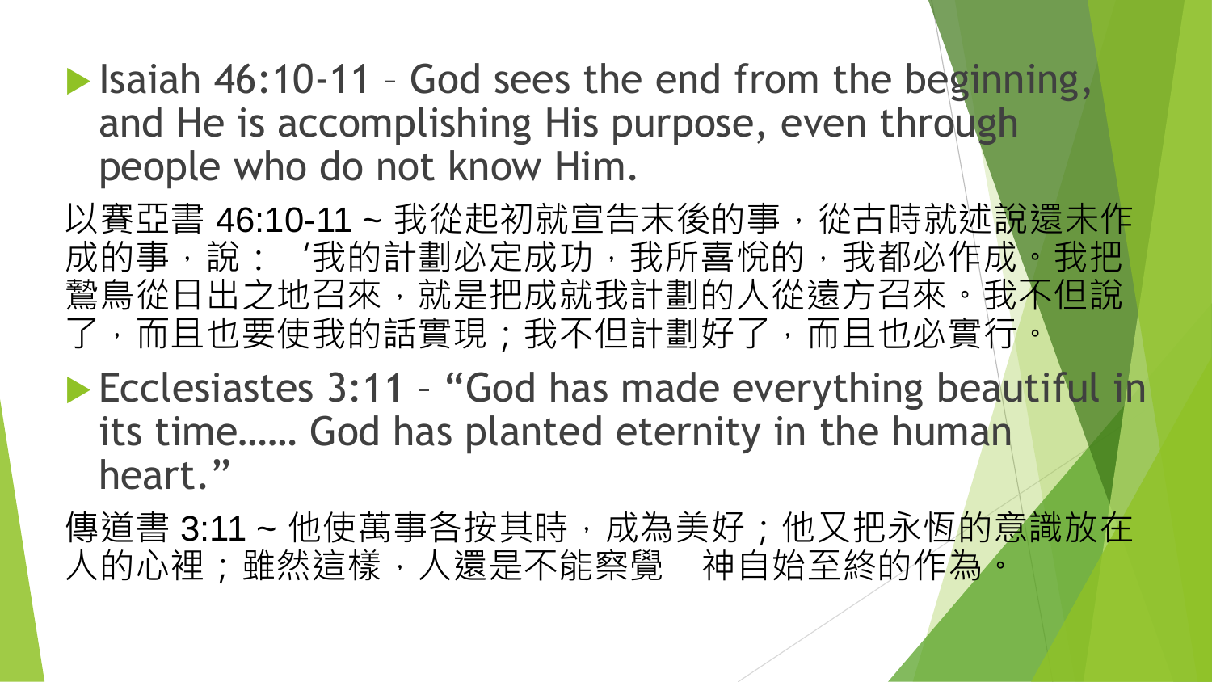- Isaiah 46:10-11 – God sees the end from the beginning, and He is accomplishing His purpose, even through people who do not know Him.

以賽亞書 46:10-11 ~ 我從起初就宣告末後的事，從古時就述說還未作成的事，說：‘我的計劃必定成功，我所喜悅的，我都必作成。我把鷙鳥從日出之地召來，就是把成就我計劃的人從遠方召來。我不但說了，而且也要使我的話實現；我不但計劃好了，而且也必實行。

- Ecclesiastes 3:11 – “God has made everything beautiful in its time…… God has planted eternity in the human heart.”

傳道書 3:11 ~ 他使萬事各按其時，成為美好；他又把永恆的意識放在人的心裡；雖然這樣，人還是不能察覺　神自始至終的作為。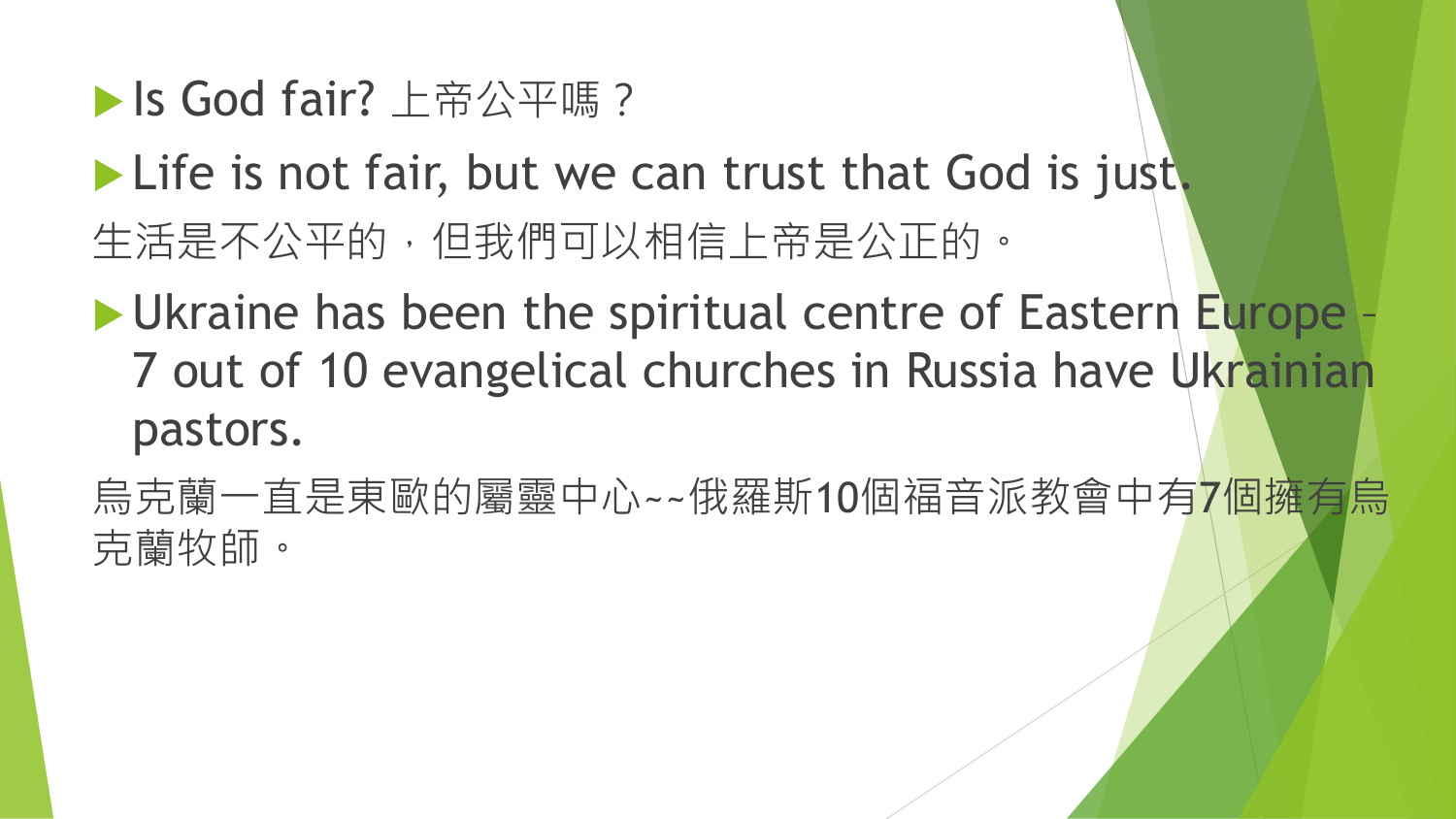- Is God fair? 上帝公平嗎？
- Life is not fair, but we can trust that God is just.

生活是不公平的，但我們可以相信上帝是公正的。

- Ukraine has been the spiritual centre of Eastern Europe – 7 out of 10 evangelical churches in Russia have Ukrainian pastors.

烏克蘭一直是東歐的屬靈中心~~俄羅斯10個福音派教會中有7個擁有烏克蘭牧師。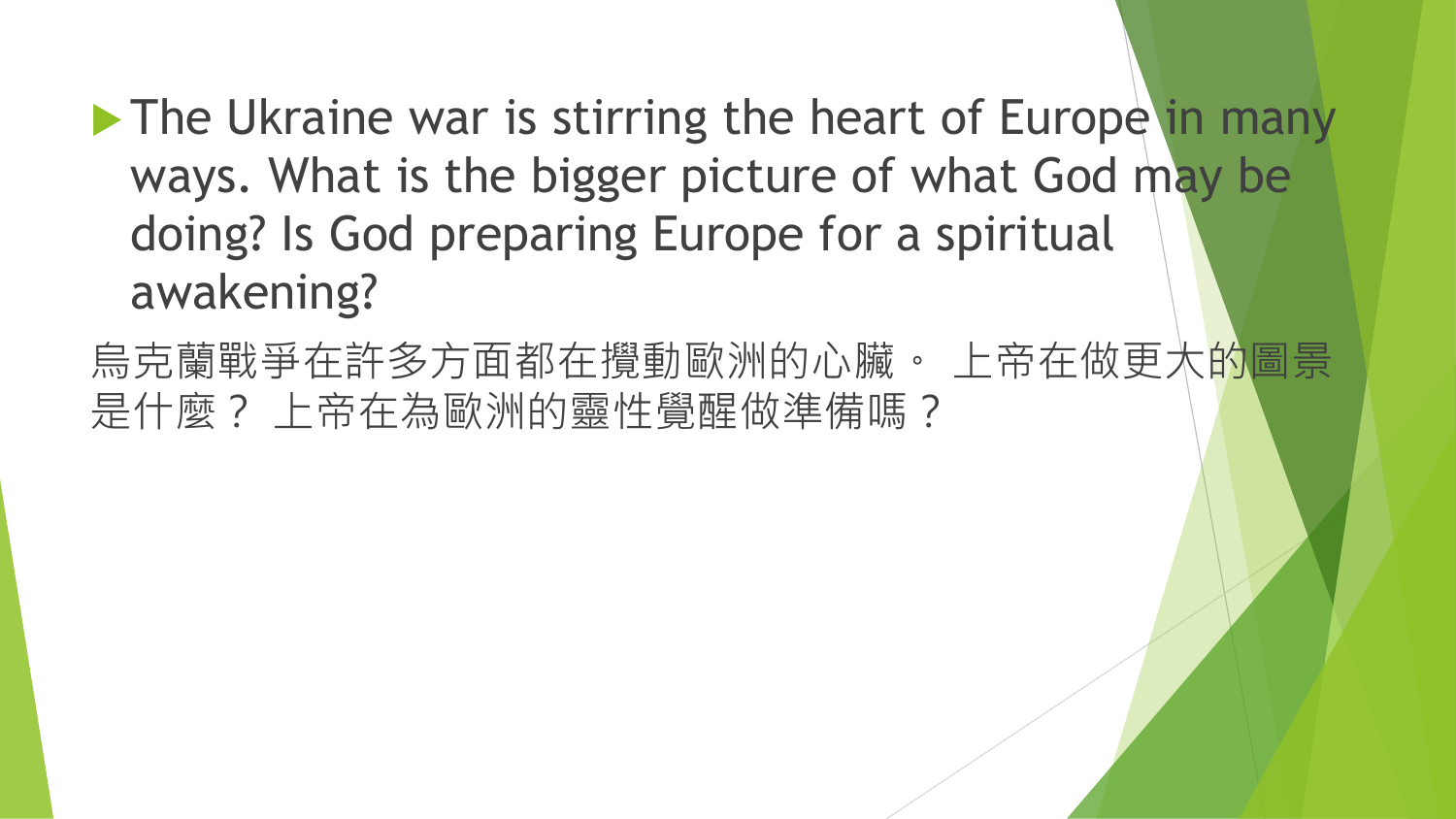- The Ukraine war is stirring the heart of Europe in many ways. What is the bigger picture of what God may be doing? Is God preparing Europe for a spiritual awakening?

烏克蘭戰爭在許多方面都在攪動歐洲的心臟。 上帝在做更大的圖景是什麼？ 上帝在為歐洲的靈性覺醒做準備嗎？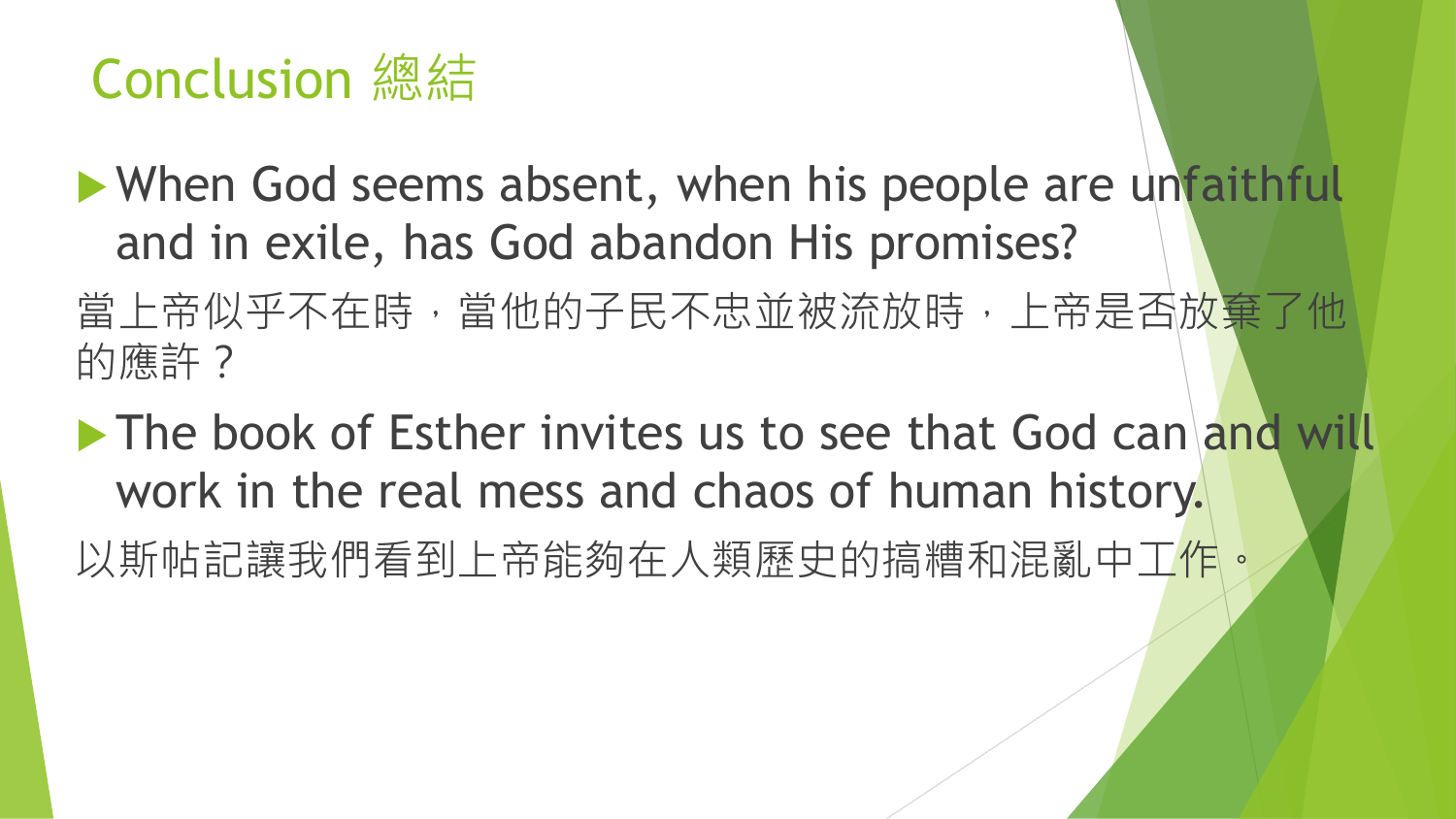# Conclusion 總結

- When God seems absent, when his people are unfaithful and in exile, has God abandon His promises?

當上帝似乎不在時，當他的子民不忠並被流放時，上帝是否放棄了他的應許？

- The book of Esther invites us to see that God can and will work in the real mess and chaos of human history.

以斯帖記讓我們看到上帝能夠在人類歷史的搞糟和混亂中工作。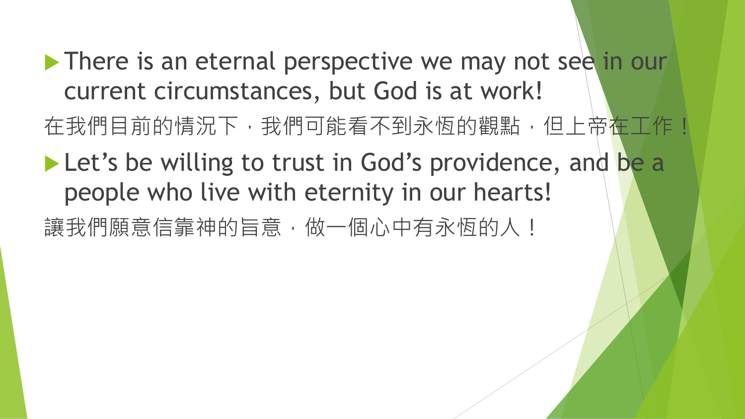- There is an eternal perspective we may not see in our current circumstances, but God is at work!

在我們目前的情況下，我們可能看不到永恆的觀點，但上帝在工作！

- Let’s be willing to trust in God’s providence, and be a people who live with eternity in our hearts!

讓我們願意信靠神的旨意，做一個心中有永恆的人！